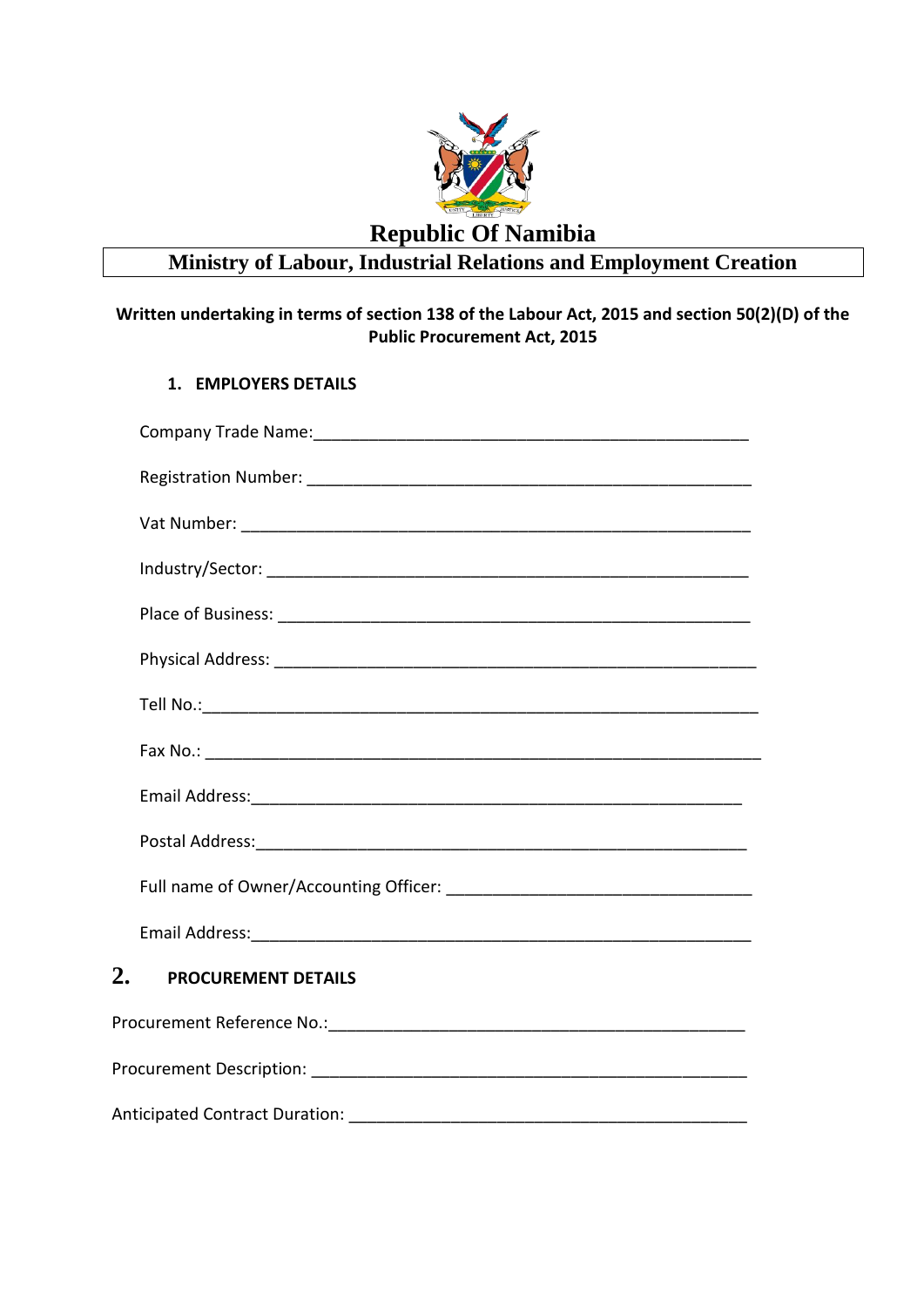# Republic Of Namibia

## Ministry of Labour, Industrial Relations and Employment Creation

**Written undertaking in terms of section 138 of the Labour Act, 2015 and section 50(2)(D) of the Public Procurement Act, 2015**

### 1. EMPLOYERS DETAILS

Company Trade Name:_______________________________________________

Registration Number: _______________________________________________

Vat Number: ______________________________________________________

Industry/Sector: ____________________________________________________

Place of Business: __________________________________________________

Physical Address: ___________________________________________________

Tell No.:_________________________________________________________

Fax No.: _________________________________________________________

Email Address:____________________________________________________

Postal Address:____________________________________________________

Full name of Owner/Accounting Officer: ______________________________

Email Address:_____________________________________________________

### 2. PROCUREMENT DETAILS

Procurement Reference No.:_________________________________________

Procurement Description: ___________________________________________

Anticipated Contract Duration: ______________________________________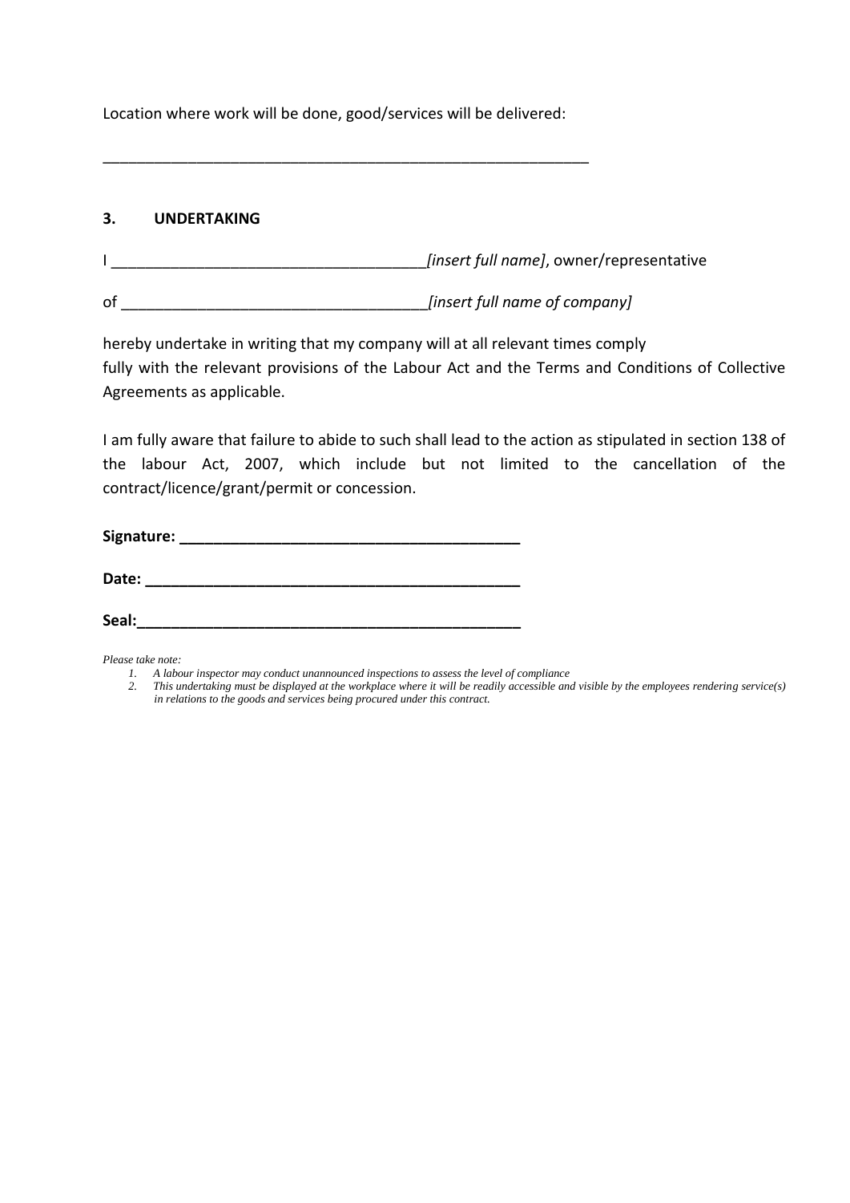Location where work will be done, good/services will be delivered:

\_\_\_\_\_\_\_\_\_\_\_\_\_\_\_\_\_\_\_\_\_\_\_\_\_\_\_\_\_\_\_\_\_\_\_\_\_\_\_\_\_\_\_\_\_\_\_\_\_\_\_\_\_\_\_\_\_\_\_\_

## 3. UNDERTAKING

I \_\_\_\_\_\_\_\_\_\_\_\_\_\_\_\_\_\_\_\_\_\_\_\_\_\_\_\_\_\_\_\_\_\_\_\_\_\_*[insert full name]*, owner/representative

of \_\_\_\_\_\_\_\_\_\_\_\_\_\_\_\_\_\_\_\_\_\_\_\_\_\_\_\_\_\_\_\_\_\_\_\_\_*[insert full name of company]*

hereby undertake in writing that my company will at all relevant times comply fully with the relevant provisions of the Labour Act and the Terms and Conditions of Collective Agreements as applicable.

I am fully aware that failure to abide to such shall lead to the action as stipulated in section 138 of the labour Act, 2007, which include but not limited to the cancellation of the contract/licence/grant/permit or concession.

**Signature: \_\_\_\_\_\_\_\_\_\_\_\_\_\_\_\_\_\_\_\_\_\_\_\_\_\_\_\_\_\_\_\_\_\_\_\_\_\_\_\_\_**

**Date: \_\_\_\_\_\_\_\_\_\_\_\_\_\_\_\_\_\_\_\_\_\_\_\_\_\_\_\_\_\_\_\_\_\_\_\_\_\_\_\_\_\_\_\_**

**Seal:\_\_\_\_\_\_\_\_\_\_\_\_\_\_\_\_\_\_\_\_\_\_\_\_\_\_\_\_\_\_\_\_\_\_\_\_\_\_\_\_\_\_\_\_\_\_**

*Please take note:*

1. *A labour inspector may conduct unannounced inspections to assess the level of compliance*
2. *This undertaking must be displayed at the workplace where it will be readily accessible and visible by the employees rendering service(s) in relations to the goods and services being procured under this contract.*